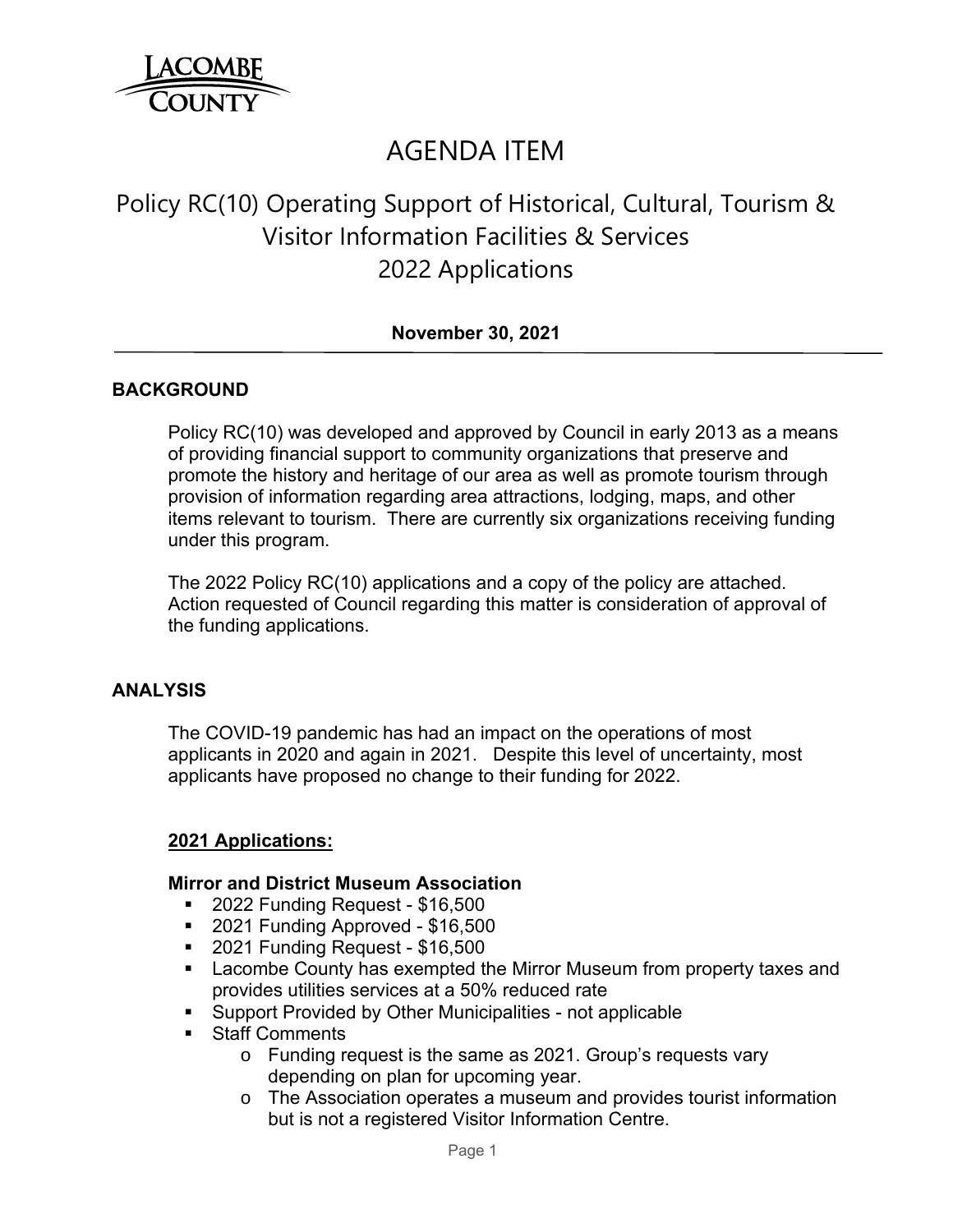LACOMBE COUNTY

# AGENDA ITEM

## Policy RC(10) Operating Support of Historical, Cultural, Tourism & Visitor Information Facilities & Services 2022 Applications

**November 30, 2021**

---

### BACKGROUND

Policy RC(10) was developed and approved by Council in early 2013 as a means of providing financial support to community organizations that preserve and promote the history and heritage of our area as well as promote tourism through provision of information regarding area attractions, lodging, maps, and other items relevant to tourism. There are currently six organizations receiving funding under this program.

The 2022 Policy RC(10) applications and a copy of the policy are attached. Action requested of Council regarding this matter is consideration of approval of the funding applications.

### ANALYSIS

The COVID-19 pandemic has had an impact on the operations of most applicants in 2020 and again in 2021. Despite this level of uncertainty, most applicants have proposed no change to their funding for 2022.

**2021 Applications:**

**Mirror and District Museum Association**

- 2022 Funding Request - $16,500
- 2021 Funding Approved - $16,500
- 2021 Funding Request - $16,500
- Lacombe County has exempted the Mirror Museum from property taxes and provides utilities services at a 50% reduced rate
- Support Provided by Other Municipalities - not applicable
- Staff Comments
  - Funding request is the same as 2021. Group's requests vary depending on plan for upcoming year.
  - The Association operates a museum and provides tourist information but is not a registered Visitor Information Centre.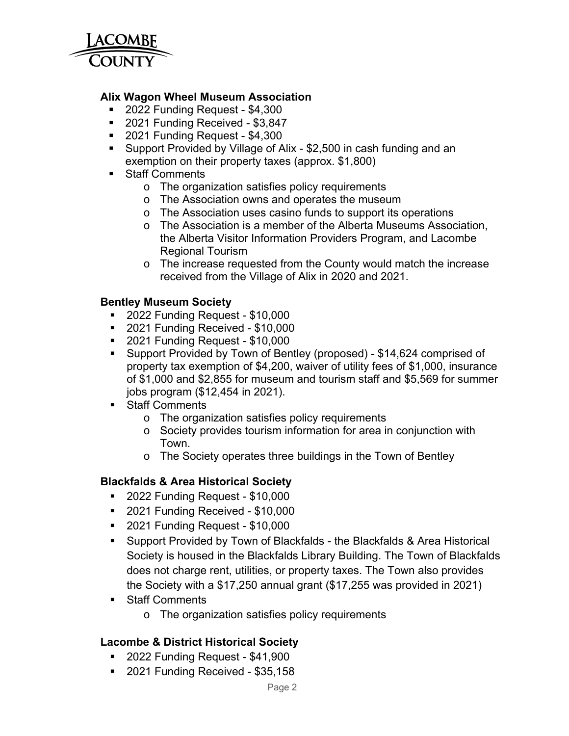**Alix Wagon Wheel Museum Association**

- 2022 Funding Request - $4,300
- 2021 Funding Received - $3,847
- 2021 Funding Request - $4,300
- Support Provided by Village of Alix - $2,500 in cash funding and an exemption on their property taxes (approx. $1,800)
- Staff Comments
  - The organization satisfies policy requirements
  - The Association owns and operates the museum
  - The Association uses casino funds to support its operations
  - The Association is a member of the Alberta Museums Association, the Alberta Visitor Information Providers Program, and Lacombe Regional Tourism
  - The increase requested from the County would match the increase received from the Village of Alix in 2020 and 2021.

**Bentley Museum Society**

- 2022 Funding Request - $10,000
- 2021 Funding Received - $10,000
- 2021 Funding Request - $10,000
- Support Provided by Town of Bentley (proposed) - $14,624 comprised of property tax exemption of $4,200, waiver of utility fees of $1,000, insurance of $1,000 and $2,855 for museum and tourism staff and $5,569 for summer jobs program ($12,454 in 2021).
- Staff Comments
  - The organization satisfies policy requirements
  - Society provides tourism information for area in conjunction with Town.
  - The Society operates three buildings in the Town of Bentley

**Blackfalds & Area Historical Society**

- 2022 Funding Request - $10,000
- 2021 Funding Received - $10,000
- 2021 Funding Request - $10,000
- Support Provided by Town of Blackfalds - the Blackfalds & Area Historical Society is housed in the Blackfalds Library Building. The Town of Blackfalds does not charge rent, utilities, or property taxes. The Town also provides the Society with a $17,250 annual grant ($17,255 was provided in 2021)
- Staff Comments
  - The organization satisfies policy requirements

**Lacombe & District Historical Society**

- 2022 Funding Request - $41,900
- 2021 Funding Received - $35,158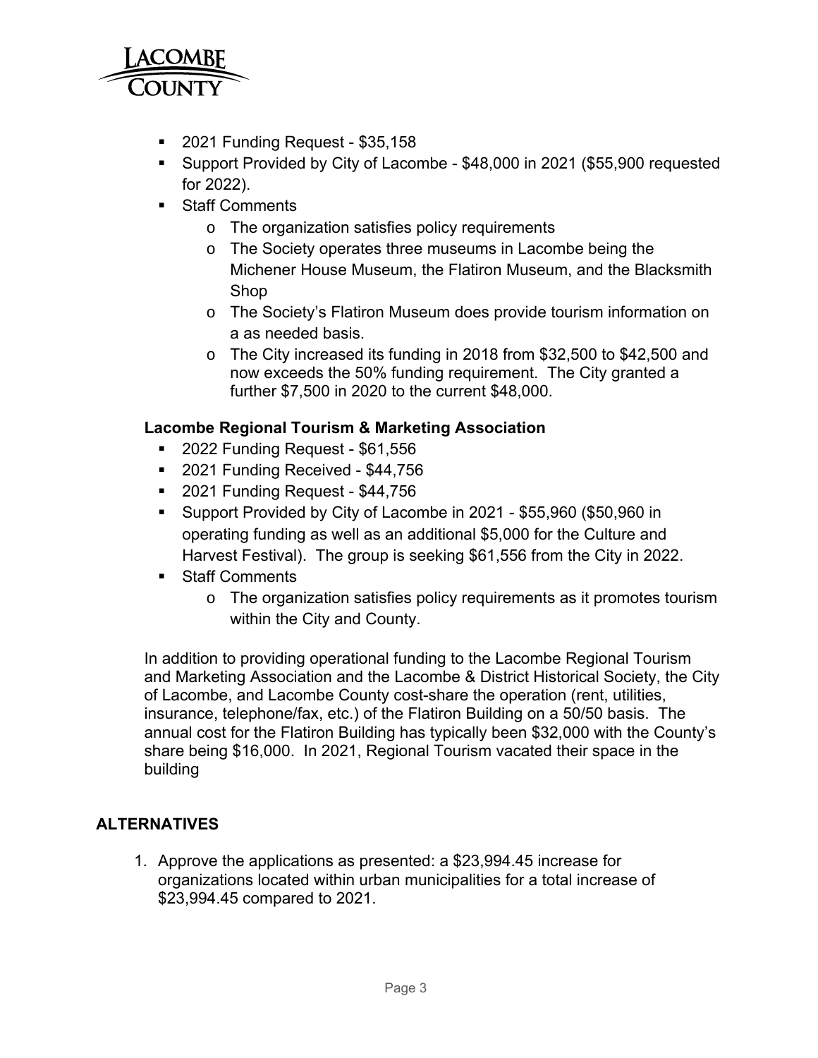- 2021 Funding Request - $35,158
- Support Provided by City of Lacombe - $48,000 in 2021 ($55,900 requested for 2022).
- Staff Comments
  - The organization satisfies policy requirements
  - The Society operates three museums in Lacombe being the Michener House Museum, the Flatiron Museum, and the Blacksmith Shop
  - The Society's Flatiron Museum does provide tourism information on a as needed basis.
  - The City increased its funding in 2018 from $32,500 to $42,500 and now exceeds the 50% funding requirement. The City granted a further $7,500 in 2020 to the current $48,000.

**Lacombe Regional Tourism & Marketing Association**

- 2022 Funding Request - $61,556
- 2021 Funding Received - $44,756
- 2021 Funding Request - $44,756
- Support Provided by City of Lacombe in 2021 - $55,960 ($50,960 in operating funding as well as an additional $5,000 for the Culture and Harvest Festival). The group is seeking $61,556 from the City in 2022.
- Staff Comments
  - The organization satisfies policy requirements as it promotes tourism within the City and County.

In addition to providing operational funding to the Lacombe Regional Tourism and Marketing Association and the Lacombe & District Historical Society, the City of Lacombe, and Lacombe County cost-share the operation (rent, utilities, insurance, telephone/fax, etc.) of the Flatiron Building on a 50/50 basis. The annual cost for the Flatiron Building has typically been $32,000 with the County's share being $16,000. In 2021, Regional Tourism vacated their space in the building

## ALTERNATIVES

1. Approve the applications as presented: a $23,994.45 increase for organizations located within urban municipalities for a total increase of $23,994.45 compared to 2021.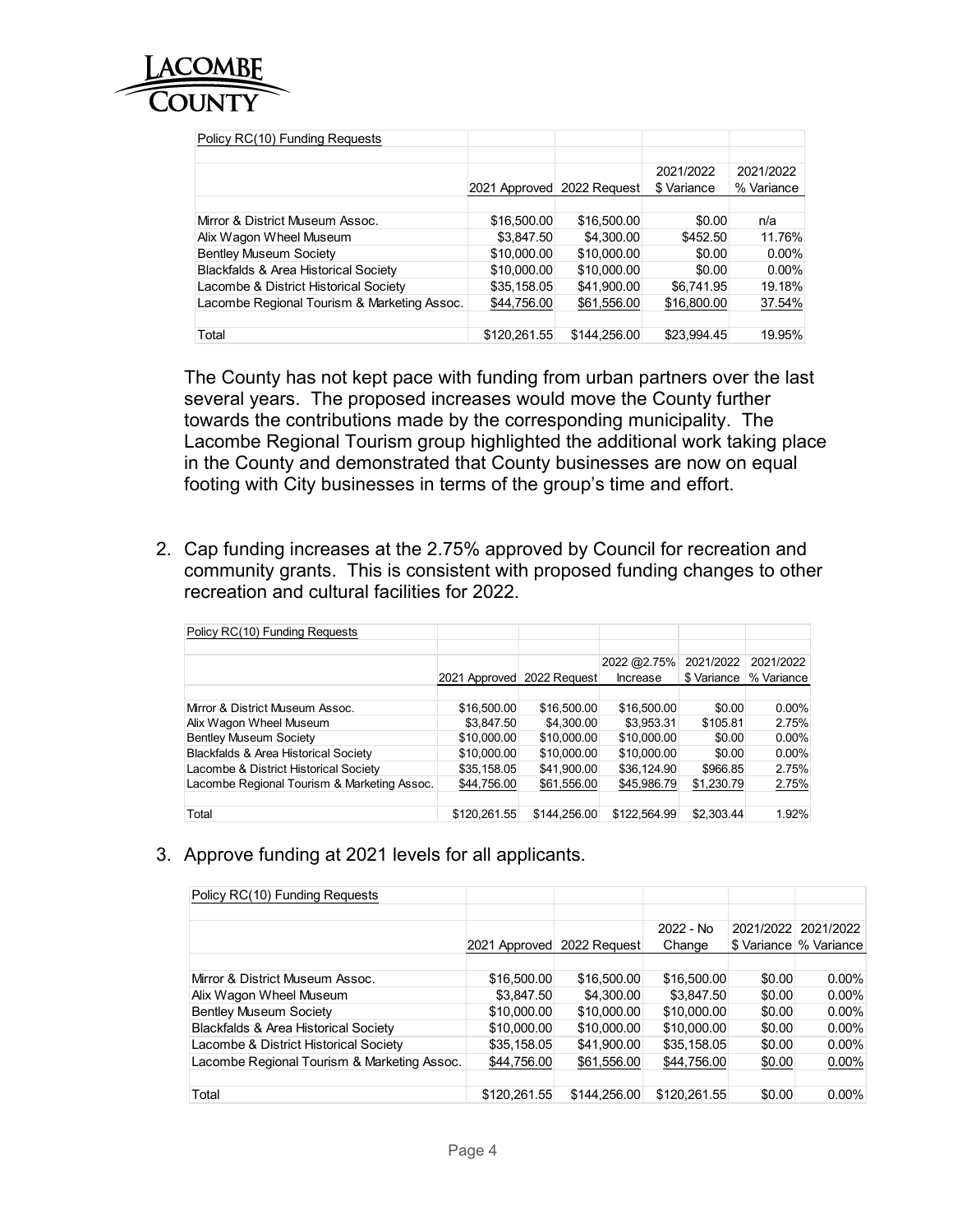| Policy RC(10) Funding Requests | | | | |
|---|---|---|---|---|
| | 2021 Approved | 2022 Request | 2021/2022 \$ Variance | 2021/2022 % Variance |
| Mirror & District Museum Assoc. | \$16,500.00 | \$16,500.00 | \$0.00 | n/a |
| Alix Wagon Wheel Museum | \$3,847.50 | \$4,300.00 | \$452.50 | 11.76% |
| Bentley Museum Society | \$10,000.00 | \$10,000.00 | \$0.00 | 0.00% |
| Blackfalds & Area Historical Society | \$10,000.00 | \$10,000.00 | \$0.00 | 0.00% |
| Lacombe & District Historical Society | \$35,158.05 | \$41,900.00 | \$6,741.95 | 19.18% |
| Lacombe Regional Tourism & Marketing Assoc. | \$44,756.00 | \$61,556.00 | \$16,800.00 | 37.54% |
| Total | \$120,261.55 | \$144,256.00 | \$23,994.45 | 19.95% |

The County has not kept pace with funding from urban partners over the last several years. The proposed increases would move the County further towards the contributions made by the corresponding municipality. The Lacombe Regional Tourism group highlighted the additional work taking place in the County and demonstrated that County businesses are now on equal footing with City businesses in terms of the group's time and effort.

2. Cap funding increases at the 2.75% approved by Council for recreation and community grants. This is consistent with proposed funding changes to other recreation and cultural facilities for 2022.

| Policy RC(10) Funding Requests | | | | | |
|---|---|---|---|---|---|
| | 2021 Approved | 2022 Request | 2022 @2.75% Increase | 2021/2022 \$ Variance | 2021/2022 % Variance |
| Mirror & District Museum Assoc. | \$16,500.00 | \$16,500.00 | \$16,500.00 | \$0.00 | 0.00% |
| Alix Wagon Wheel Museum | \$3,847.50 | \$4,300.00 | \$3,953.31 | \$105.81 | 2.75% |
| Bentley Museum Society | \$10,000.00 | \$10,000.00 | \$10,000.00 | \$0.00 | 0.00% |
| Blackfalds & Area Historical Society | \$10,000.00 | \$10,000.00 | \$10,000.00 | \$0.00 | 0.00% |
| Lacombe & District Historical Society | \$35,158.05 | \$41,900.00 | \$36,124.90 | \$966.85 | 2.75% |
| Lacombe Regional Tourism & Marketing Assoc. | \$44,756.00 | \$61,556.00 | \$45,986.79 | \$1,230.79 | 2.75% |
| Total | \$120,261.55 | \$144,256.00 | \$122,564.99 | \$2,303.44 | 1.92% |

3. Approve funding at 2021 levels for all applicants.

| Policy RC(10) Funding Requests | | | | | |
|---|---|---|---|---|---|
| | 2021 Approved | 2022 Request | 2022 - No Change | 2021/2022 \$ Variance | 2021/2022 % Variance |
| Mirror & District Museum Assoc. | \$16,500.00 | \$16,500.00 | \$16,500.00 | \$0.00 | 0.00% |
| Alix Wagon Wheel Museum | \$3,847.50 | \$4,300.00 | \$3,847.50 | \$0.00 | 0.00% |
| Bentley Museum Society | \$10,000.00 | \$10,000.00 | \$10,000.00 | \$0.00 | 0.00% |
| Blackfalds & Area Historical Society | \$10,000.00 | \$10,000.00 | \$10,000.00 | \$0.00 | 0.00% |
| Lacombe & District Historical Society | \$35,158.05 | \$41,900.00 | \$35,158.05 | \$0.00 | 0.00% |
| Lacombe Regional Tourism & Marketing Assoc. | \$44,756.00 | \$61,556.00 | \$44,756.00 | \$0.00 | 0.00% |
| Total | \$120,261.55 | \$144,256.00 | \$120,261.55 | \$0.00 | 0.00% |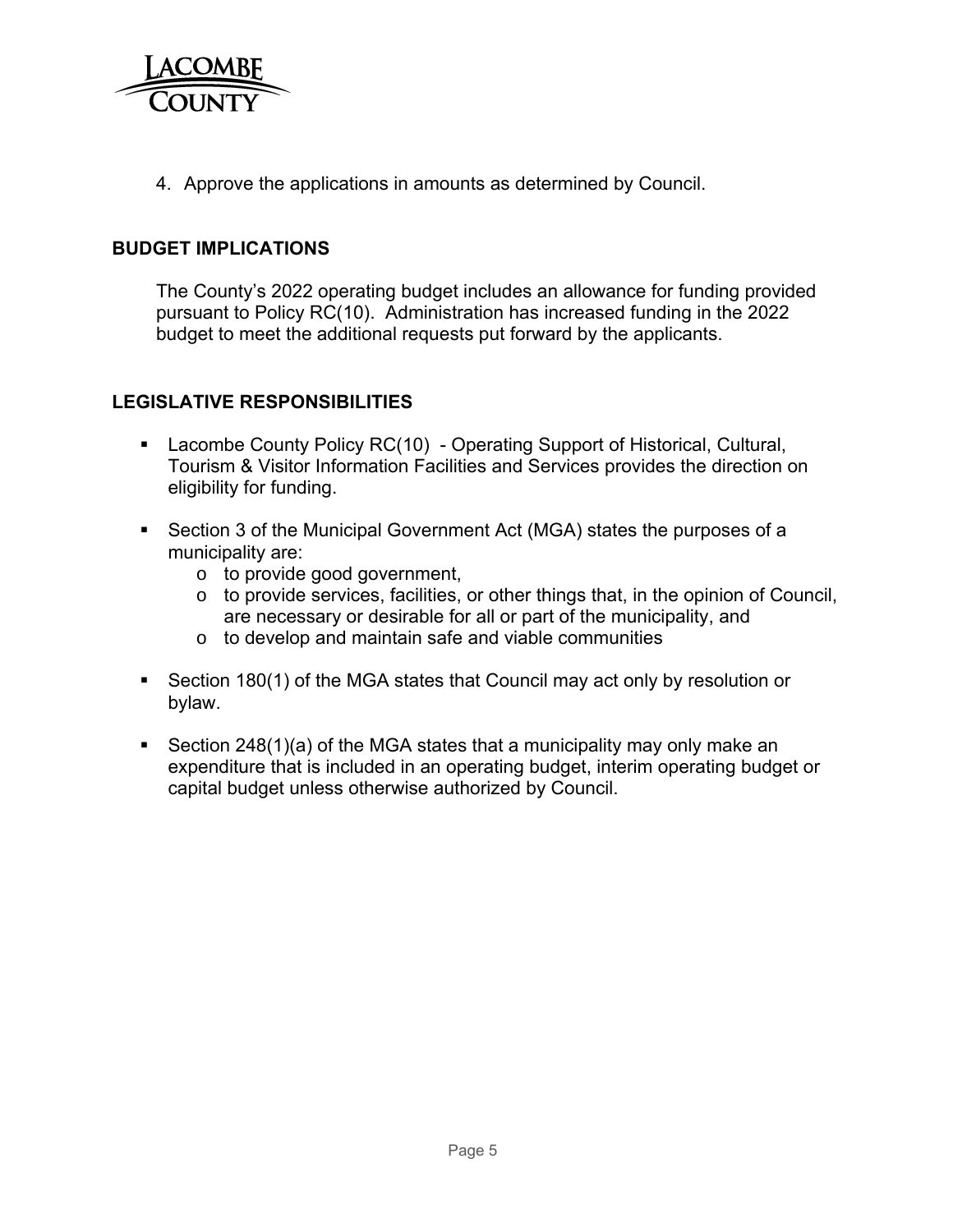4. Approve the applications in amounts as determined by Council.

## BUDGET IMPLICATIONS

The County's 2022 operating budget includes an allowance for funding provided pursuant to Policy RC(10). Administration has increased funding in the 2022 budget to meet the additional requests put forward by the applicants.

## LEGISLATIVE RESPONSIBILITIES

- Lacombe County Policy RC(10) - Operating Support of Historical, Cultural, Tourism & Visitor Information Facilities and Services provides the direction on eligibility for funding.
- Section 3 of the Municipal Government Act (MGA) states the purposes of a municipality are:
  - to provide good government,
  - to provide services, facilities, or other things that, in the opinion of Council, are necessary or desirable for all or part of the municipality, and
  - to develop and maintain safe and viable communities
- Section 180(1) of the MGA states that Council may act only by resolution or bylaw.
- Section 248(1)(a) of the MGA states that a municipality may only make an expenditure that is included in an operating budget, interim operating budget or capital budget unless otherwise authorized by Council.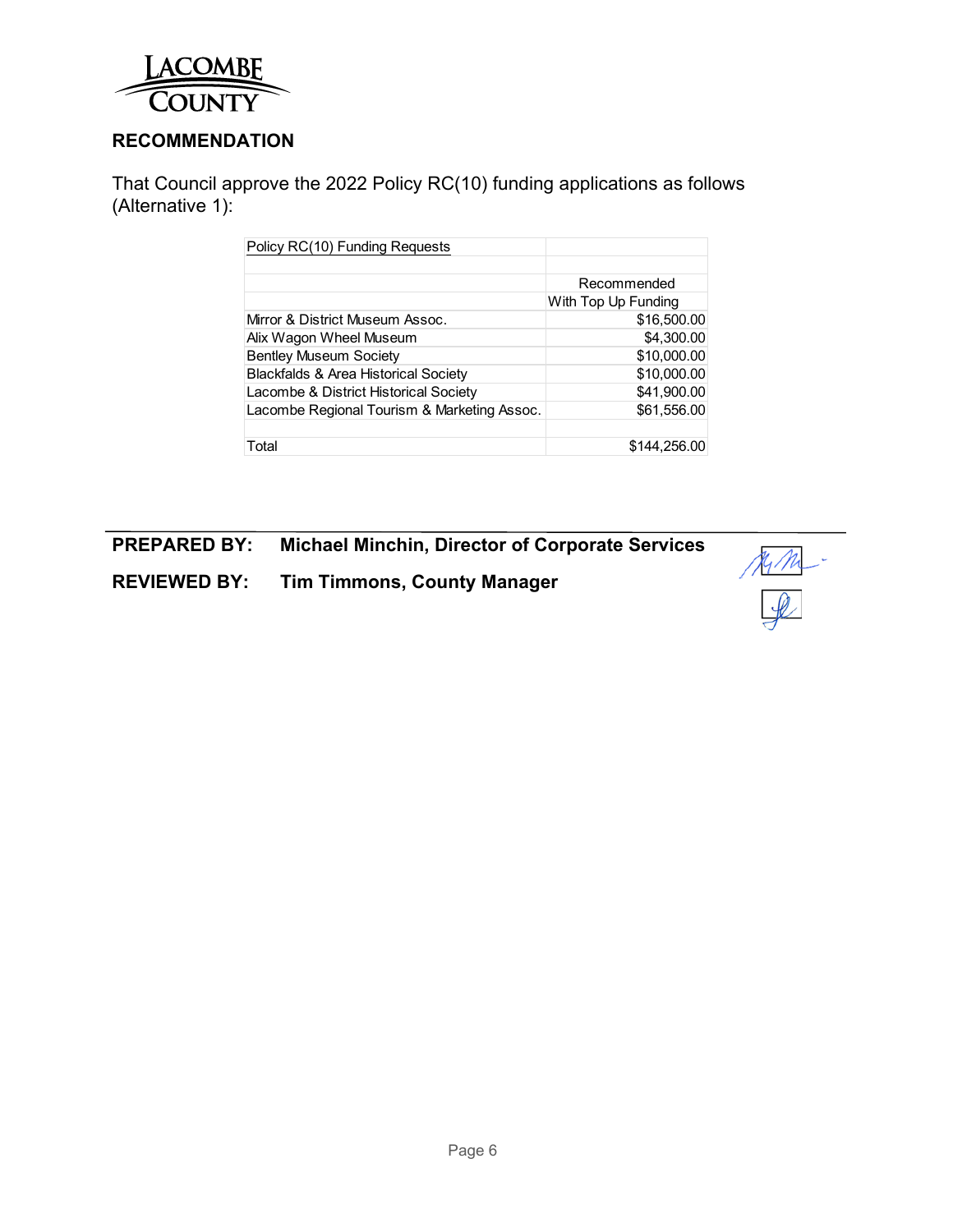LACOMBE COUNTY

## RECOMMENDATION

That Council approve the 2022 Policy RC(10) funding applications as follows (Alternative 1):

| Policy RC(10) Funding Requests | |
|---|---|
| | |
| | Recommended |
| | With Top Up Funding |
| Mirror & District Museum Assoc. | $16,500.00 |
| Alix Wagon Wheel Museum | $4,300.00 |
| Bentley Museum Society | $10,000.00 |
| Blackfalds & Area Historical Society | $10,000.00 |
| Lacombe & District Historical Society | $41,900.00 |
| Lacombe Regional Tourism & Marketing Assoc. | $61,556.00 |
| | |
| Total | $144,256.00 |

---

**PREPARED BY:** **Michael Minchin, Director of Corporate Services**

**REVIEWED BY:** **Tim Timmons, County Manager**